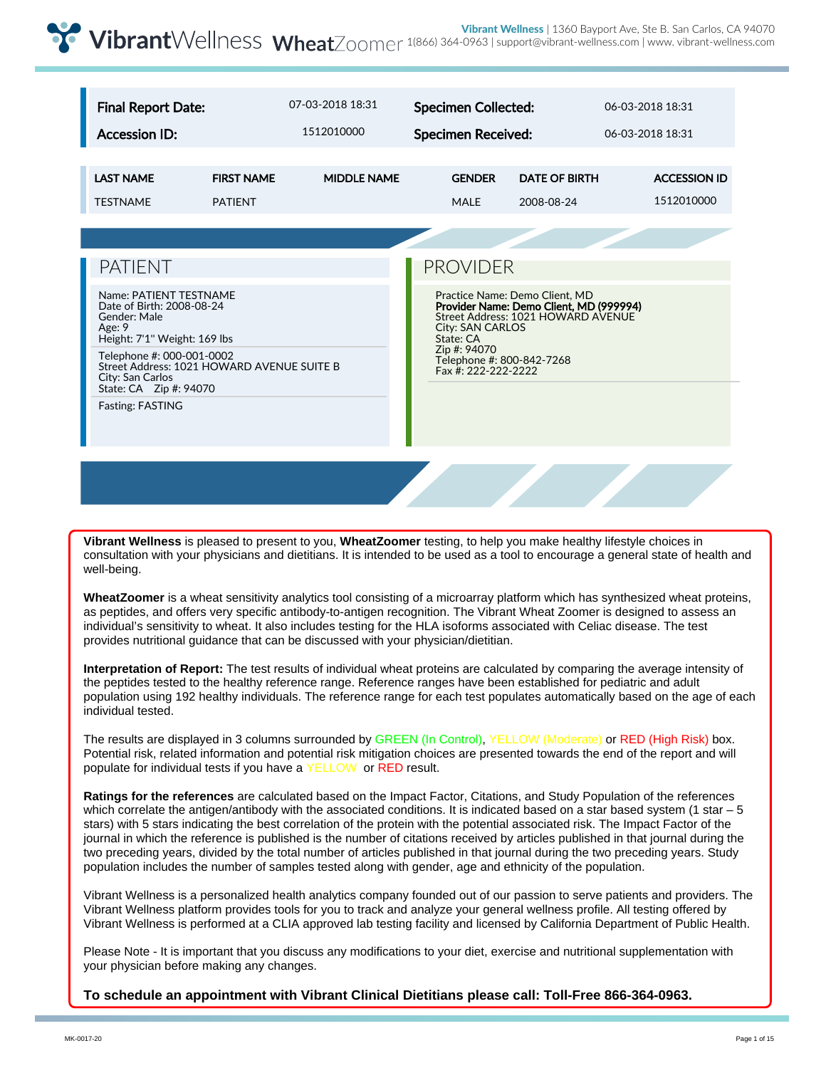Vibrant Wellness | 1360 Bayport Ave, Ste B. San Carlos, CA 94070
1(866) 364-0963 | support@vibrant-wellness.com | www. vibrant-wellness.com

# VibrantWellness WheatZoomer

| **Final Report Date:** | 07-03-2018 18:31 | **Specimen Collected:** | 06-03-2018 18:31 |
|---|---|---|---|
| **Accession ID:** | 1512010000 | **Specimen Received:** | 06-03-2018 18:31 |

| LAST NAME | FIRST NAME | MIDDLE NAME | GENDER | DATE OF BIRTH | ACCESSION ID |
|---|---|---|---|---|---|
| TESTNAME | PATIENT | | MALE | 2008-08-24 | 1512010000 |

## PATIENT

Name: PATIENT TESTNAME
Date of Birth: 2008-08-24
Gender: Male
Age: 9
Height: 7'1" Weight: 169 lbs

Telephone #: 000-001-0002
Street Address: 1021 HOWARD AVENUE SUITE B
City: San Carlos
State: CA Zip #: 94070

Fasting: FASTING

## PROVIDER

Practice Name: Demo Client, MD
**Provider Name: Demo Client, MD (999994)**
Street Address: 1021 HOWARD AVENUE
City: SAN CARLOS
State: CA
Zip #: 94070
Telephone #: 800-842-7268
Fax #: 222-222-2222

**Vibrant Wellness** is pleased to present to you, **WheatZoomer** testing, to help you make healthy lifestyle choices in consultation with your physicians and dietitians. It is intended to be used as a tool to encourage a general state of health and well-being.

**WheatZoomer** is a wheat sensitivity analytics tool consisting of a microarray platform which has synthesized wheat proteins, as peptides, and offers very specific antibody-to-antigen recognition. The Vibrant Wheat Zoomer is designed to assess an individual's sensitivity to wheat. It also includes testing for the HLA isoforms associated with Celiac disease. The test provides nutritional guidance that can be discussed with your physician/dietitian.

**Interpretation of Report:** The test results of individual wheat proteins are calculated by comparing the average intensity of the peptides tested to the healthy reference range. Reference ranges have been established for pediatric and adult population using 192 healthy individuals. The reference range for each test populates automatically based on the age of each individual tested.

The results are displayed in 3 columns surrounded by GREEN (In Control), YELLOW (Moderate) or RED (High Risk) box. Potential risk, related information and potential risk mitigation choices are presented towards the end of the report and will populate for individual tests if you have a YELLOW or RED result.

**Ratings for the references** are calculated based on the Impact Factor, Citations, and Study Population of the references which correlate the antigen/antibody with the associated conditions. It is indicated based on a star based system (1 star – 5 stars) with 5 stars indicating the best correlation of the protein with the potential associated risk. The Impact Factor of the journal in which the reference is published is the number of citations received by articles published in that journal during the two preceding years, divided by the total number of articles published in that journal during the two preceding years. Study population includes the number of samples tested along with gender, age and ethnicity of the population.

Vibrant Wellness is a personalized health analytics company founded out of our passion to serve patients and providers. The Vibrant Wellness platform provides tools for you to track and analyze your general wellness profile. All testing offered by Vibrant Wellness is performed at a CLIA approved lab testing facility and licensed by California Department of Public Health.

Please Note - It is important that you discuss any modifications to your diet, exercise and nutritional supplementation with your physician before making any changes.

**To schedule an appointment with Vibrant Clinical Dietitians please call: Toll-Free 866-364-0963.**

MK-0017-20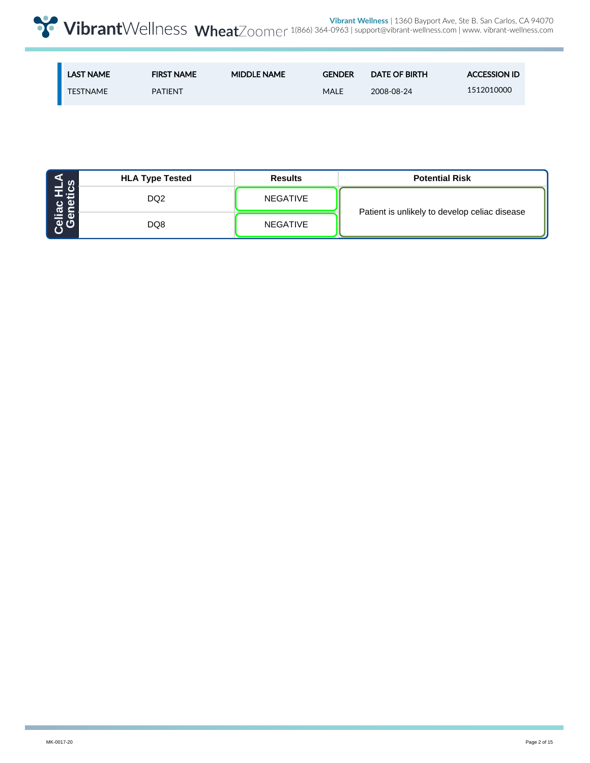| LAST NAME | FIRST NAME | MIDDLE NAME | GENDER | DATE OF BIRTH | ACCESSION ID |
|---|---|---|---|---|---|
| TESTNAME | PATIENT | | MALE | 2008-08-24 | 1512010000 |

| Celiac HLA Genetics | HLA Type Tested | Results | Potential Risk |
|---|---|---|---|
| | DQ2 | NEGATIVE | Patient is unlikely to develop celiac disease |
| | DQ8 | NEGATIVE | |

MK-0017-20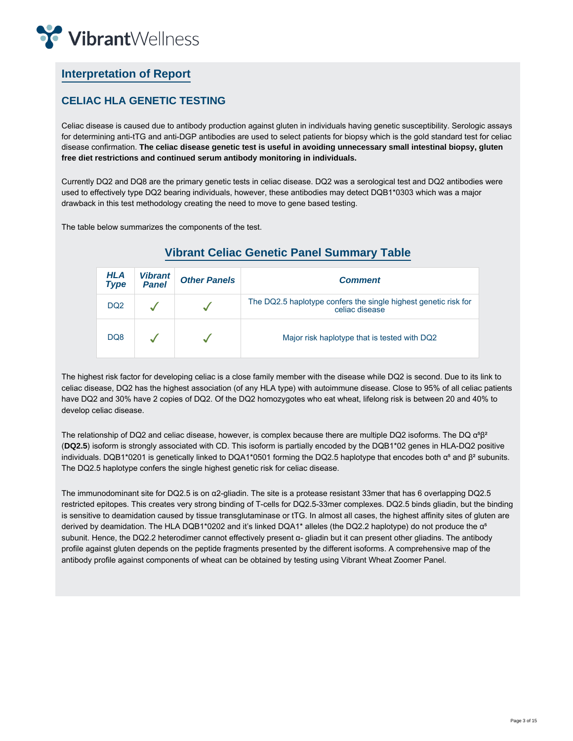## Interpretation of Report

### CELIAC HLA GENETIC TESTING

Celiac disease is caused due to antibody production against gluten in individuals having genetic susceptibility. Serologic assays for determining anti-tTG and anti-DGP antibodies are used to select patients for biopsy which is the gold standard test for celiac disease confirmation. **The celiac disease genetic test is useful in avoiding unnecessary small intestinal biopsy, gluten free diet restrictions and continued serum antibody monitoring in individuals.**

Currently DQ2 and DQ8 are the primary genetic tests in celiac disease. DQ2 was a serological test and DQ2 antibodies were used to effectively type DQ2 bearing individuals, however, these antibodies may detect DQB1*0303 which was a major drawback in this test methodology creating the need to move to gene based testing.

The table below summarizes the components of the test.

### Vibrant Celiac Genetic Panel Summary Table

| *HLA Type* | *Vibrant Panel* | *Other Panels* | *Comment* |
|---|---|---|---|
| DQ2 | ✓ | ✓ | The DQ2.5 haplotype confers the single highest genetic risk for celiac disease |
| DQ8 | ✓ | ✓ | Major risk haplotype that is tested with DQ2 |

The highest risk factor for developing celiac is a close family member with the disease while DQ2 is second. Due to its link to celiac disease, DQ2 has the highest association (of any HLA type) with autoimmune disease. Close to 95% of all celiac patients have DQ2 and 30% have 2 copies of DQ2. Of the DQ2 homozygotes who eat wheat, lifelong risk is between 20 and 40% to develop celiac disease.

The relationship of DQ2 and celiac disease, however, is complex because there are multiple DQ2 isoforms. The DQ $\alpha^5\beta^2$ (**DQ2.5**) isoform is strongly associated with CD. This isoform is partially encoded by the DQB1*02 genes in HLA-DQ2 positive individuals. DQB1*0201 is genetically linked to DQA1*0501 forming the DQ2.5 haplotype that encodes both $\alpha^5$ and $\beta^2$ subunits. The DQ2.5 haplotype confers the single highest genetic risk for celiac disease.

The immunodominant site for DQ2.5 is on α2-gliadin. The site is a protease resistant 33mer that has 6 overlapping DQ2.5 restricted epitopes. This creates very strong binding of T-cells for DQ2.5-33mer complexes. DQ2.5 binds gliadin, but the binding is sensitive to deamidation caused by tissue transglutaminase or tTG. In almost all cases, the highest affinity sites of gluten are derived by deamidation. The HLA DQB1*0202 and it's linked DQA1* alleles (the DQ2.2 haplotype) do not produce the $\alpha^5$ subunit. Hence, the DQ2.2 heterodimer cannot effectively present α- gliadin but it can present other gliadins. The antibody profile against gluten depends on the peptide fragments presented by the different isoforms. A comprehensive map of the antibody profile against components of wheat can be obtained by testing using Vibrant Wheat Zoomer Panel.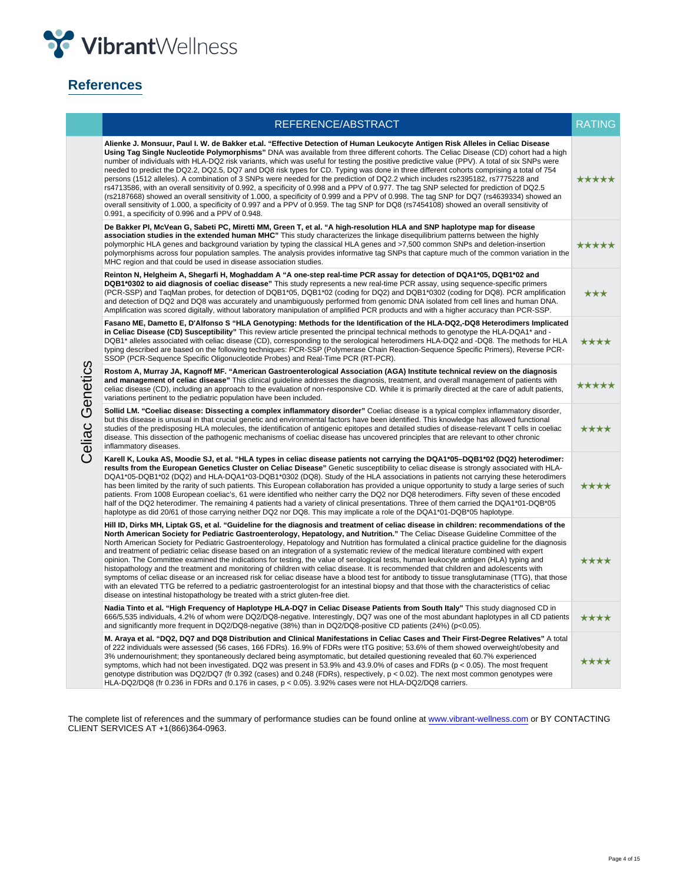## References

| | REFERENCE/ABSTRACT | RATING |
|---|---|---|
| Celiac Genetics | **Alienke J. Monsuur, Paul I. W. de Bakker et.al. "Effective Detection of Human Leukocyte Antigen Risk Alleles in Celiac Disease Using Tag Single Nucleotide Polymorphisms"** DNA was available from three different cohorts. The Celiac Disease (CD) cohort had a high number of individuals with HLA-DQ2 risk variants, which was useful for testing the positive predictive value (PPV). A total of six SNPs were needed to predict the DQ2.2, DQ2.5, DQ7 and DQ8 risk types for CD. Typing was done in three different cohorts comprising a total of 754 persons (1512 alleles). A combination of 3 SNPs were needed for the prediction of DQ2.2 which includes rs2395182, rs7775228 and rs4713586, with an overall sensitivity of 0.992, a specificity of 0.998 and a PPV of 0.977. The tag SNP selected for prediction of DQ2.5 (rs2187668) showed an overall sensitivity of 1.000, a specificity of 0.999 and a PPV of 0.998. The tag SNP for DQ7 (rs4639334) showed an overall sensitivity of 1.000, a specificity of 0.997 and a PPV of 0.959. The tag SNP for DQ8 (rs7454108) showed an overall sensitivity of 0.991, a specificity of 0.996 and a PPV of 0.948. | ★★★★★ |
| | **De Bakker PI, McVean G, Sabeti PC, Miretti MM, Green T, et al. "A high-resolution HLA and SNP haplotype map for disease association studies in the extended human MHC"** This study characterizes the linkage disequilibrium patterns between the highly polymorphic HLA genes and background variation by typing the classical HLA genes and >7,500 common SNPs and deletion-insertion polymorphisms across four population samples. The analysis provides informative tag SNPs that capture much of the common variation in the MHC region and that could be used in disease association studies. | ★★★★★ |
| | **Reinton N, Helgheim A, Shegarfi H, Moghaddam A "A one-step real-time PCR assay for detection of DQA1\*05, DQB1\*02 and DQB1\*0302 to aid diagnosis of coeliac disease"** This study represents a new real-time PCR assay, using sequence-specific primers (PCR-SSP) and TaqMan probes, for detection of DQB1\*05, DQB1\*02 (coding for DQ2) and DQB1\*0302 (coding for DQ8). PCR amplification and detection of DQ2 and DQ8 was accurately and unambiguously performed from genomic DNA isolated from cell lines and human DNA. Amplification was scored digitally, without laboratory manipulation of amplified PCR products and with a higher accuracy than PCR-SSP. | ★★★ |
| | **Fasano ME, Dametto E, D'Alfonso S "HLA Genotyping: Methods for the Identification of the HLA-DQ2,-DQ8 Heterodimers Implicated in Celiac Disease (CD) Susceptibility"** This review article presented the principal technical methods to genotype the HLA-DQA1\* and -DQB1\* alleles associated with celiac disease (CD), corresponding to the serological heterodimers HLA-DQ2 and -DQ8. The methods for HLA typing described are based on the following techniques: PCR-SSP (Polymerase Chain Reaction-Sequence Specific Primers), Reverse PCR-SSOP (PCR-Sequence Specific Oligonucleotide Probes) and Real-Time PCR (RT-PCR). | ★★★★ |
| | **Rostom A, Murray JA, Kagnoff MF. "American Gastroenterological Association (AGA) Institute technical review on the diagnosis and management of celiac disease"** This clinical guideline addresses the diagnosis, treatment, and overall management of patients with celiac disease (CD), including an approach to the evaluation of non-responsive CD. While it is primarily directed at the care of adult patients, variations pertinent to the pediatric population have been included. | ★★★★★ |
| | **Sollid LM. "Coeliac disease: Dissecting a complex inflammatory disorder"** Coeliac disease is a typical complex inflammatory disorder, but this disease is unusual in that crucial genetic and environmental factors have been identified. This knowledge has allowed functional studies of the predisposing HLA molecules, the identification of antigenic epitopes and detailed studies of disease-relevant T cells in coeliac disease. This dissection of the pathogenic mechanisms of coeliac disease has uncovered principles that are relevant to other chronic inflammatory diseases. | ★★★★ |
| | **Karell K, Louka AS, Moodie SJ, et al. "HLA types in celiac disease patients not carrying the DQA1\*05–DQB1\*02 (DQ2) heterodimer: results from the European Genetics Cluster on Celiac Disease"** Genetic susceptibility to celiac disease is strongly associated with HLA-DQA1\*05-DQB1\*02 (DQ2) and HLA-DQA1\*03-DQB1\*0302 (DQ8). Study of the HLA associations in patients not carrying these heterodimers has been limited by the rarity of such patients. This European collaboration has provided a unique opportunity to study a large series of such patients. From 1008 European coeliac's, 61 were identified who neither carry the DQ2 nor DQ8 heterodimers. Fifty seven of these encoded half of the DQ2 heterodimer. The remaining 4 patients had a variety of clinical presentations. Three of them carried the DQA1\*01-DQB\*05 haplotype as did 20/61 of those carrying neither DQ2 nor DQ8. This may implicate a role of the DQA1\*01-DQB\*05 haplotype. | ★★★★ |
| | **Hill ID, Dirks MH, Liptak GS, et al. "Guideline for the diagnosis and treatment of celiac disease in children: recommendations of the North American Society for Pediatric Gastroenterology, Hepatology, and Nutrition."** The Celiac Disease Guideline Committee of the North American Society for Pediatric Gastroenterology, Hepatology and Nutrition has formulated a clinical practice guideline for the diagnosis and treatment of pediatric celiac disease based on an integration of a systematic review of the medical literature combined with expert opinion. The Committee examined the indications for testing, the value of serological tests, human leukocyte antigen (HLA) typing and histopathology and the treatment and monitoring of children with celiac disease. It is recommended that children and adolescents with symptoms of celiac disease or an increased risk for celiac disease have a blood test for antibody to tissue transglutaminase (TTG), that those with an elevated TTG be referred to a pediatric gastroenterologist for an intestinal biopsy and that those with the characteristics of celiac disease on intestinal histopathology be treated with a strict gluten-free diet. | ★★★★ |
| | **Nadia Tinto et al. "High Frequency of Haplotype HLA-DQ7 in Celiac Disease Patients from South Italy"** This study diagnosed CD in 666/5,535 individuals, 4.2% of whom were DQ2/DQ8-negative. Interestingly, DQ7 was one of the most abundant haplotypes in all CD patients and significantly more frequent in DQ2/DQ8-negative (38%) than in DQ2/DQ8-positive CD patients (24%) ($p<0.05$). | ★★★★ |
| | **M. Araya et al. "DQ2, DQ7 and DQ8 Distribution and Clinical Manifestations in Celiac Cases and Their First-Degree Relatives"** A total of 222 individuals were assessed (56 cases, 166 FDRs). 16.9% of FDRs were tTG positive; 53.6% of them showed overweight/obesity and 3% undernourishment; they spontaneously declared being asymptomatic, but detailed questioning revealed that 60.7% experienced symptoms, which had not been investigated. DQ2 was present in 53.9% and 43.9.0% of cases and FDRs ($p < 0.05$). The most frequent genotype distribution was DQ2/DQ7 (fr 0.392 (cases) and 0.248 (FDRs), respectively, $p < 0.02$). The next most common genotypes were HLA-DQ2/DQ8 (fr 0.236 in FDRs and 0.176 in cases, $p < 0.05$). 3.92% cases were not HLA-DQ2/DQ8 carriers. | ★★★★ |

The complete list of references and the summary of performance studies can be found online at www.vibrant-wellness.com or BY CONTACTING CLIENT SERVICES AT +1(866)364-0963.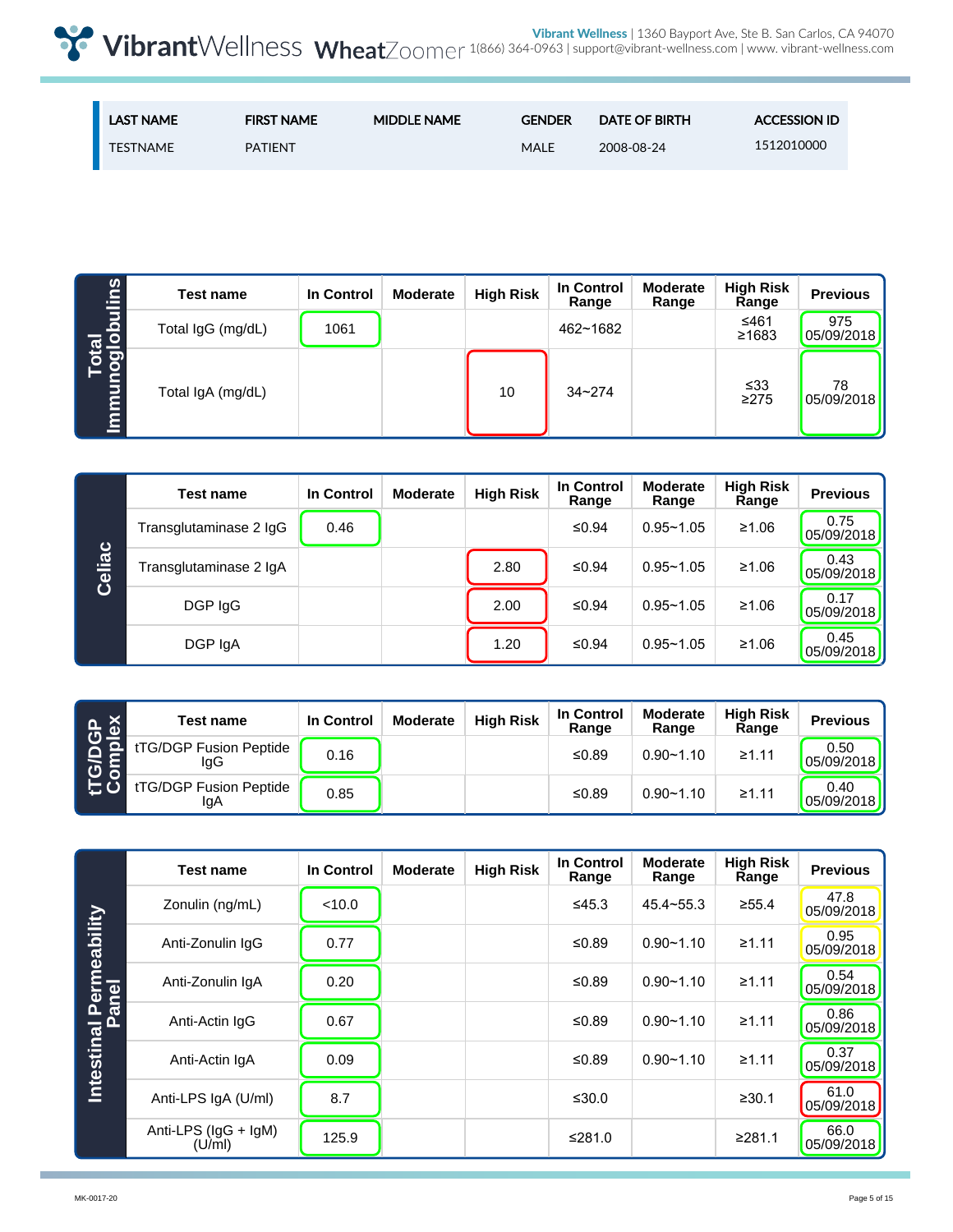| LAST NAME | FIRST NAME | MIDDLE NAME | GENDER | DATE OF BIRTH | ACCESSION ID |
|---|---|---|---|---|---|
| TESTNAME | PATIENT | | MALE | 2008-08-24 | 1512010000 |

## Total Immunoglobulins

| Test name | In Control | Moderate | High Risk | In Control Range | Moderate Range | High Risk Range | Previous |
|---|---|---|---|---|---|---|---|
| Total IgG (mg/dL) | 1061 | | | 462~1682 | | ≤461 ≥1683 | 975 05/09/2018 |
| Total IgA (mg/dL) | | | 10 | 34~274 | | ≤33 ≥275 | 78 05/09/2018 |

## Celiac

| Test name | In Control | Moderate | High Risk | In Control Range | Moderate Range | High Risk Range | Previous |
|---|---|---|---|---|---|---|---|
| Transglutaminase 2 IgG | 0.46 | | | ≤0.94 | 0.95~1.05 | ≥1.06 | 0.75 05/09/2018 |
| Transglutaminase 2 IgA | | | 2.80 | ≤0.94 | 0.95~1.05 | ≥1.06 | 0.43 05/09/2018 |
| DGP IgG | | | 2.00 | ≤0.94 | 0.95~1.05 | ≥1.06 | 0.17 05/09/2018 |
| DGP IgA | | | 1.20 | ≤0.94 | 0.95~1.05 | ≥1.06 | 0.45 05/09/2018 |

## tTG/DGP Complex

| Test name | In Control | Moderate | High Risk | In Control Range | Moderate Range | High Risk Range | Previous |
|---|---|---|---|---|---|---|---|
| tTG/DGP Fusion Peptide IgG | 0.16 | | | ≤0.89 | 0.90~1.10 | ≥1.11 | 0.50 05/09/2018 |
| tTG/DGP Fusion Peptide IgA | 0.85 | | | ≤0.89 | 0.90~1.10 | ≥1.11 | 0.40 05/09/2018 |

## Intestinal Permeability Panel

| Test name | In Control | Moderate | High Risk | In Control Range | Moderate Range | High Risk Range | Previous |
|---|---|---|---|---|---|---|---|
| Zonulin (ng/mL) | <10.0 | | | ≤45.3 | 45.4~55.3 | ≥55.4 | 47.8 05/09/2018 |
| Anti-Zonulin IgG | 0.77 | | | ≤0.89 | 0.90~1.10 | ≥1.11 | 0.95 05/09/2018 |
| Anti-Zonulin IgA | 0.20 | | | ≤0.89 | 0.90~1.10 | ≥1.11 | 0.54 05/09/2018 |
| Anti-Actin IgG | 0.67 | | | ≤0.89 | 0.90~1.10 | ≥1.11 | 0.86 05/09/2018 |
| Anti-Actin IgA | 0.09 | | | ≤0.89 | 0.90~1.10 | ≥1.11 | 0.37 05/09/2018 |
| Anti-LPS IgA (U/ml) | 8.7 | | | ≤30.0 | | ≥30.1 | 61.0 05/09/2018 |
| Anti-LPS (IgG + IgM) (U/ml) | 125.9 | | | ≤281.0 | | ≥281.1 | 66.0 05/09/2018 |

MK-0017-20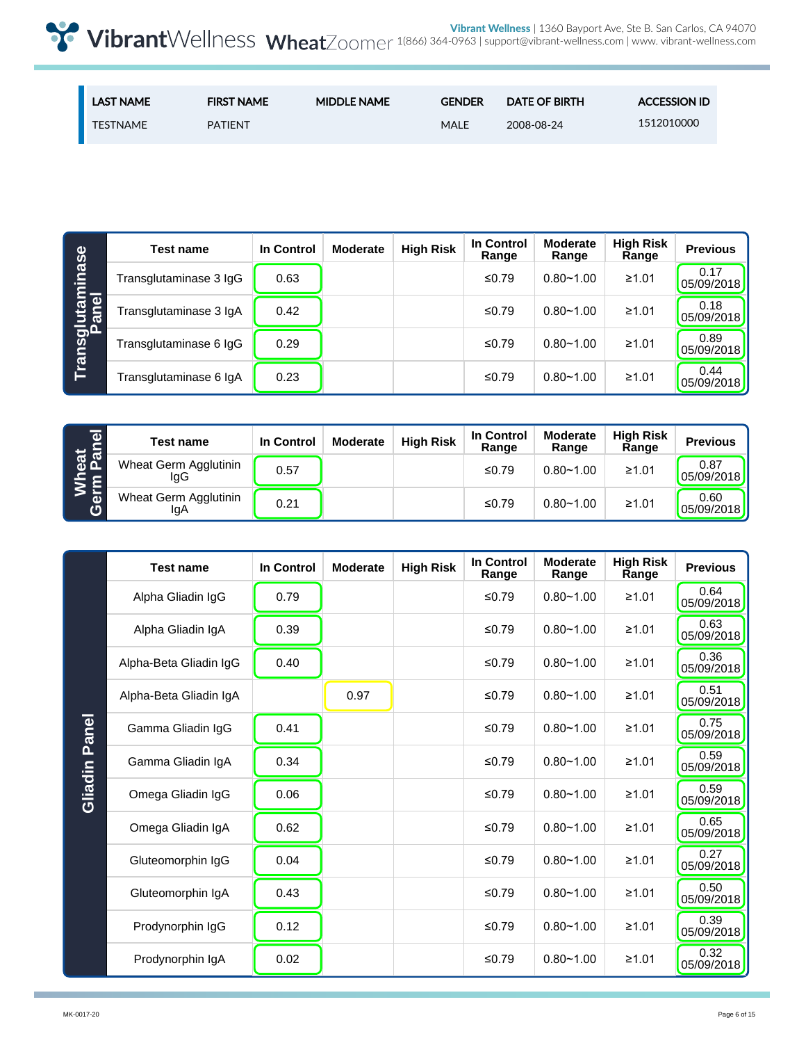| LAST NAME | FIRST NAME | MIDDLE NAME | GENDER | DATE OF BIRTH | ACCESSION ID |
|---|---|---|---|---|---|
| TESTNAME | PATIENT | | MALE | 2008-08-24 | 1512010000 |

## Transglutaminase Panel

| Test name | In Control | Moderate | High Risk | In Control Range | Moderate Range | High Risk Range | Previous |
|---|---|---|---|---|---|---|---|
| Transglutaminase 3 IgG | 0.63 | | | ≤0.79 | 0.80~1.00 | ≥1.01 | 0.17 05/09/2018 |
| Transglutaminase 3 IgA | 0.42 | | | ≤0.79 | 0.80~1.00 | ≥1.01 | 0.18 05/09/2018 |
| Transglutaminase 6 IgG | 0.29 | | | ≤0.79 | 0.80~1.00 | ≥1.01 | 0.89 05/09/2018 |
| Transglutaminase 6 IgA | 0.23 | | | ≤0.79 | 0.80~1.00 | ≥1.01 | 0.44 05/09/2018 |

## Wheat Germ Panel

| Test name | In Control | Moderate | High Risk | In Control Range | Moderate Range | High Risk Range | Previous |
|---|---|---|---|---|---|---|---|
| Wheat Germ Agglutinin IgG | 0.57 | | | ≤0.79 | 0.80~1.00 | ≥1.01 | 0.87 05/09/2018 |
| Wheat Germ Agglutinin IgA | 0.21 | | | ≤0.79 | 0.80~1.00 | ≥1.01 | 0.60 05/09/2018 |

## Gliadin Panel

| Test name | In Control | Moderate | High Risk | In Control Range | Moderate Range | High Risk Range | Previous |
|---|---|---|---|---|---|---|---|
| Alpha Gliadin IgG | 0.79 | | | ≤0.79 | 0.80~1.00 | ≥1.01 | 0.64 05/09/2018 |
| Alpha Gliadin IgA | 0.39 | | | ≤0.79 | 0.80~1.00 | ≥1.01 | 0.63 05/09/2018 |
| Alpha-Beta Gliadin IgG | 0.40 | | | ≤0.79 | 0.80~1.00 | ≥1.01 | 0.36 05/09/2018 |
| Alpha-Beta Gliadin IgA | | 0.97 | | ≤0.79 | 0.80~1.00 | ≥1.01 | 0.51 05/09/2018 |
| Gamma Gliadin IgG | 0.41 | | | ≤0.79 | 0.80~1.00 | ≥1.01 | 0.75 05/09/2018 |
| Gamma Gliadin IgA | 0.34 | | | ≤0.79 | 0.80~1.00 | ≥1.01 | 0.59 05/09/2018 |
| Omega Gliadin IgG | 0.06 | | | ≤0.79 | 0.80~1.00 | ≥1.01 | 0.59 05/09/2018 |
| Omega Gliadin IgA | 0.62 | | | ≤0.79 | 0.80~1.00 | ≥1.01 | 0.65 05/09/2018 |
| Gluteomorphin IgG | 0.04 | | | ≤0.79 | 0.80~1.00 | ≥1.01 | 0.27 05/09/2018 |
| Gluteomorphin IgA | 0.43 | | | ≤0.79 | 0.80~1.00 | ≥1.01 | 0.50 05/09/2018 |
| Prodynorphin IgG | 0.12 | | | ≤0.79 | 0.80~1.00 | ≥1.01 | 0.39 05/09/2018 |
| Prodynorphin IgA | 0.02 | | | ≤0.79 | 0.80~1.00 | ≥1.01 | 0.32 05/09/2018 |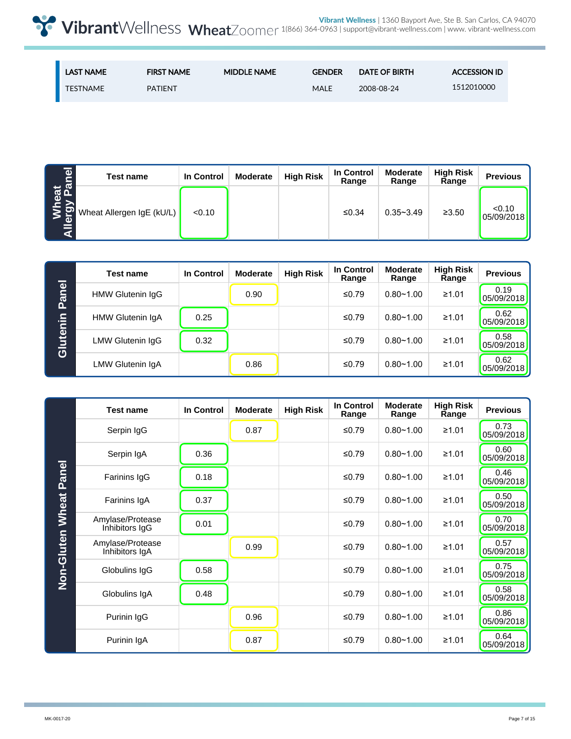| LAST NAME | FIRST NAME | MIDDLE NAME | GENDER | DATE OF BIRTH | ACCESSION ID |
|---|---|---|---|---|---|
| TESTNAME | PATIENT | | MALE | 2008-08-24 | 1512010000 |

**Wheat Allergy Panel**

| Test name | In Control | Moderate | High Risk | In Control Range | Moderate Range | High Risk Range | Previous |
|---|---|---|---|---|---|---|---|
| Wheat Allergen IgE (kU/L) | <0.10 | | | ≤0.34 | 0.35~3.49 | ≥3.50 | <0.10 05/09/2018 |

**Glutenin Panel**

| Test name | In Control | Moderate | High Risk | In Control Range | Moderate Range | High Risk Range | Previous |
|---|---|---|---|---|---|---|---|
| HMW Glutenin IgG | | 0.90 | | ≤0.79 | 0.80~1.00 | ≥1.01 | 0.19 05/09/2018 |
| HMW Glutenin IgA | 0.25 | | | ≤0.79 | 0.80~1.00 | ≥1.01 | 0.62 05/09/2018 |
| LMW Glutenin IgG | 0.32 | | | ≤0.79 | 0.80~1.00 | ≥1.01 | 0.58 05/09/2018 |
| LMW Glutenin IgA | | 0.86 | | ≤0.79 | 0.80~1.00 | ≥1.01 | 0.62 05/09/2018 |

**Non-Gluten Wheat Panel**

| Test name | In Control | Moderate | High Risk | In Control Range | Moderate Range | High Risk Range | Previous |
|---|---|---|---|---|---|---|---|
| Serpin IgG | | 0.87 | | ≤0.79 | 0.80~1.00 | ≥1.01 | 0.73 05/09/2018 |
| Serpin IgA | 0.36 | | | ≤0.79 | 0.80~1.00 | ≥1.01 | 0.60 05/09/2018 |
| Farinins IgG | 0.18 | | | ≤0.79 | 0.80~1.00 | ≥1.01 | 0.46 05/09/2018 |
| Farinins IgA | 0.37 | | | ≤0.79 | 0.80~1.00 | ≥1.01 | 0.50 05/09/2018 |
| Amylase/Protease Inhibitors IgG | 0.01 | | | ≤0.79 | 0.80~1.00 | ≥1.01 | 0.70 05/09/2018 |
| Amylase/Protease Inhibitors IgA | | 0.99 | | ≤0.79 | 0.80~1.00 | ≥1.01 | 0.57 05/09/2018 |
| Globulins IgG | 0.58 | | | ≤0.79 | 0.80~1.00 | ≥1.01 | 0.75 05/09/2018 |
| Globulins IgA | 0.48 | | | ≤0.79 | 0.80~1.00 | ≥1.01 | 0.58 05/09/2018 |
| Purinin IgG | | 0.96 | | ≤0.79 | 0.80~1.00 | ≥1.01 | 0.86 05/09/2018 |
| Purinin IgA | | 0.87 | | ≤0.79 | 0.80~1.00 | ≥1.01 | 0.64 05/09/2018 |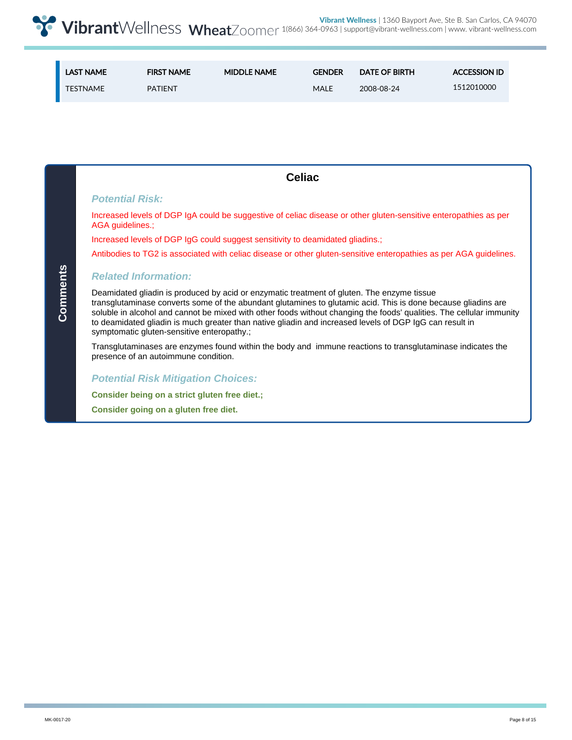| LAST NAME | FIRST NAME | MIDDLE NAME | GENDER | DATE OF BIRTH | ACCESSION ID |
|---|---|---|---|---|---|
| TESTNAME | PATIENT | | MALE | 2008-08-24 | 1512010000 |

**Comments**

## Celiac

### *Potential Risk:*

Increased levels of DGP IgA could be suggestive of celiac disease or other gluten-sensitive enteropathies as per AGA guidelines.;

Increased levels of DGP IgG could suggest sensitivity to deamidated gliadins.;

Antibodies to TG2 is associated with celiac disease or other gluten-sensitive enteropathies as per AGA guidelines.

### *Related Information:*

Deamidated gliadin is produced by acid or enzymatic treatment of gluten. The enzyme tissue transglutaminase converts some of the abundant glutamines to glutamic acid. This is done because gliadins are soluble in alcohol and cannot be mixed with other foods without changing the foods' qualities. The cellular immunity to deamidated gliadin is much greater than native gliadin and increased levels of DGP IgG can result in symptomatic gluten-sensitive enteropathy.;

Transglutaminases are enzymes found within the body and immune reactions to transglutaminase indicates the presence of an autoimmune condition.

### *Potential Risk Mitigation Choices:*

**Consider being on a strict gluten free diet.;**

**Consider going on a gluten free diet.**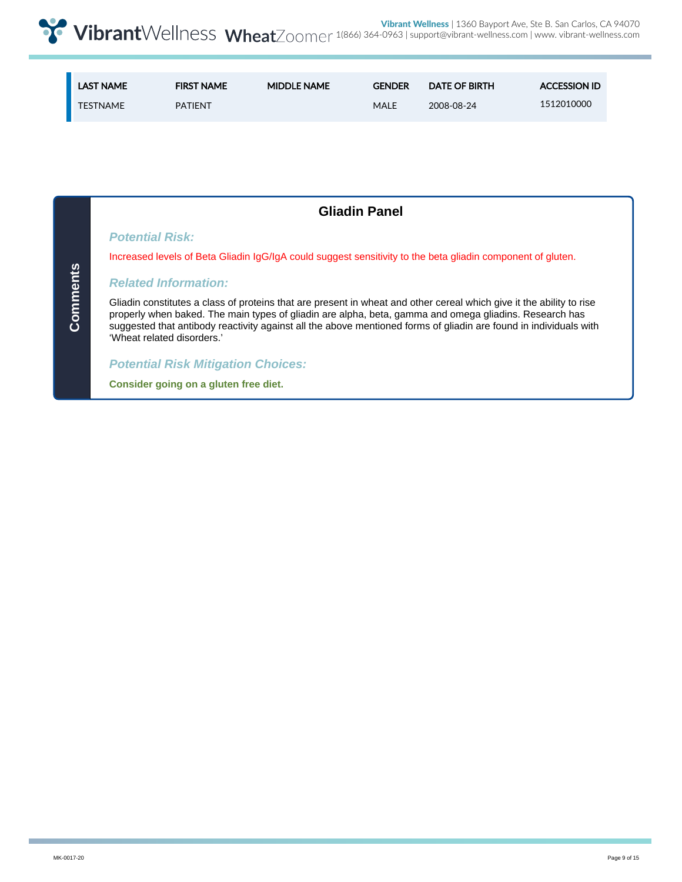| LAST NAME | FIRST NAME | MIDDLE NAME | GENDER | DATE OF BIRTH | ACCESSION ID |
|---|---|---|---|---|---|
| TESTNAME | PATIENT | | MALE | 2008-08-24 | 1512010000 |

## Comments

### Gliadin Panel

***Potential Risk:***

Increased levels of Beta Gliadin IgG/IgA could suggest sensitivity to the beta gliadin component of gluten.

***Related Information:***

Gliadin constitutes a class of proteins that are present in wheat and other cereal which give it the ability to rise properly when baked. The main types of gliadin are alpha, beta, gamma and omega gliadins. Research has suggested that antibody reactivity against all the above mentioned forms of gliadin are found in individuals with 'Wheat related disorders.'

***Potential Risk Mitigation Choices:***

**Consider going on a gluten free diet.**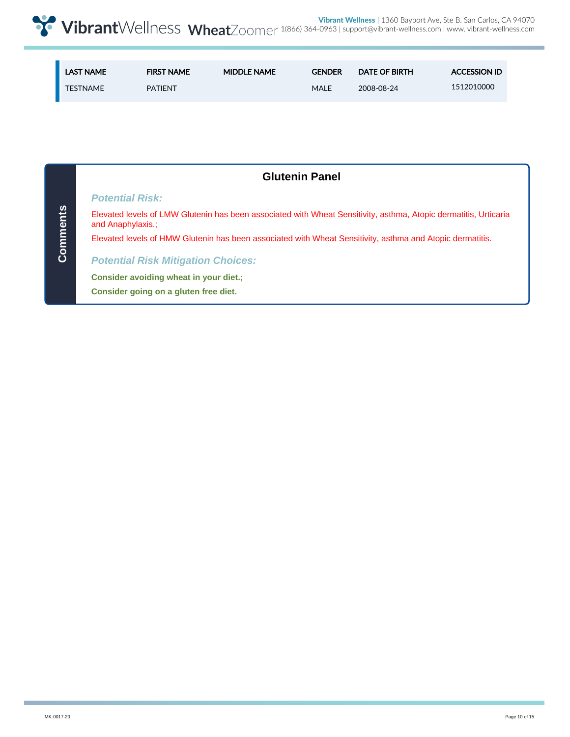| LAST NAME | FIRST NAME | MIDDLE NAME | GENDER | DATE OF BIRTH | ACCESSION ID |
| --- | --- | --- | --- | --- | --- |
| TESTNAME | PATIENT | | MALE | 2008-08-24 | 1512010000 |

**Comments**

## Glutenin Panel

### *Potential Risk:*

Elevated levels of LMW Glutenin has been associated with Wheat Sensitivity, asthma, Atopic dermatitis, Urticaria and Anaphylaxis.;

Elevated levels of HMW Glutenin has been associated with Wheat Sensitivity, asthma and Atopic dermatitis.

### *Potential Risk Mitigation Choices:*

**Consider avoiding wheat in your diet.;**

**Consider going on a gluten free diet.**

MK-0017-20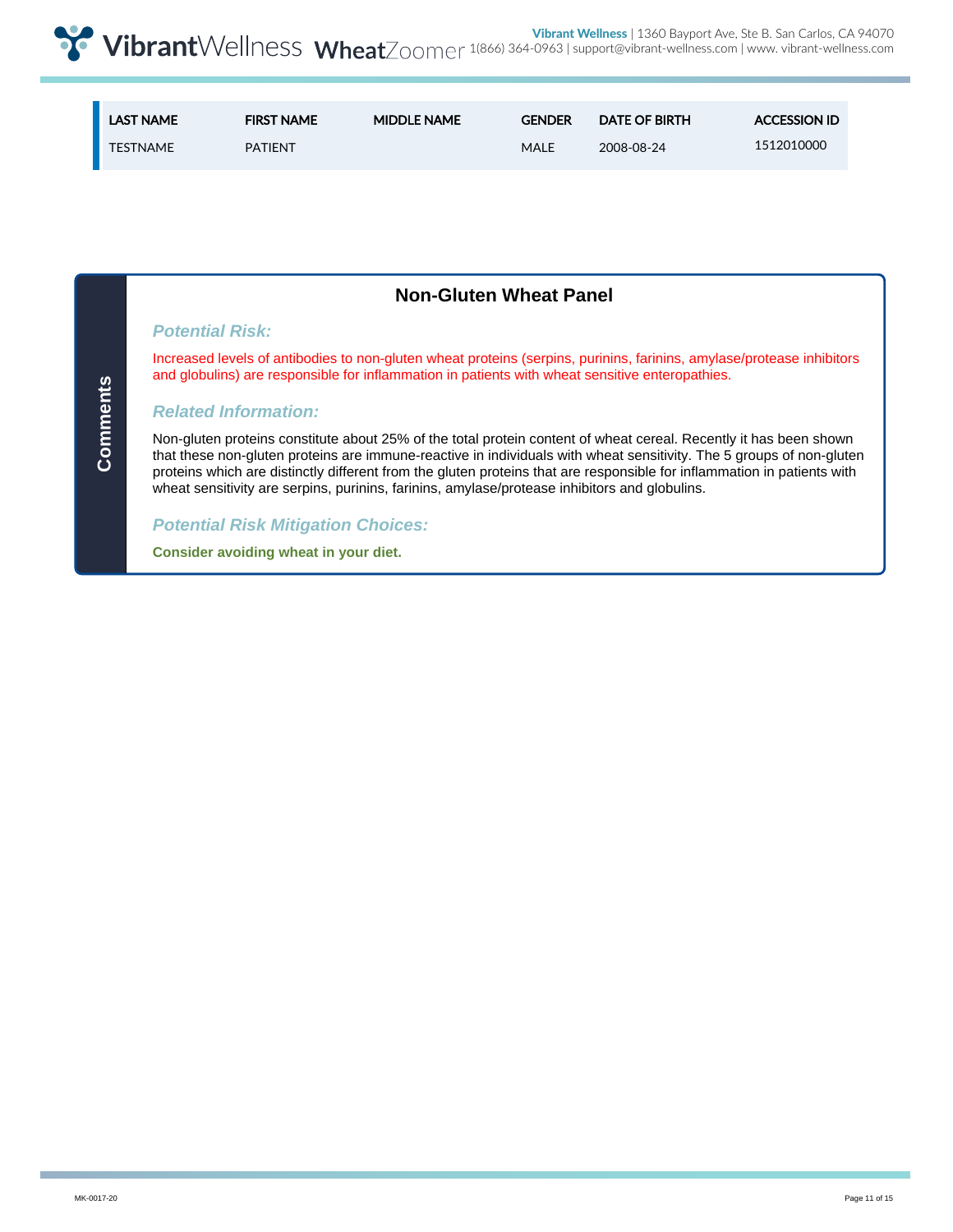| LAST NAME | FIRST NAME | MIDDLE NAME | GENDER | DATE OF BIRTH | ACCESSION ID |
|---|---|---|---|---|---|
| TESTNAME | PATIENT | | MALE | 2008-08-24 | 1512010000 |

**Comments**

## Non-Gluten Wheat Panel

### *Potential Risk:*

Increased levels of antibodies to non-gluten wheat proteins (serpins, purinins, farinins, amylase/protease inhibitors and globulins) are responsible for inflammation in patients with wheat sensitive enteropathies.

### *Related Information:*

Non-gluten proteins constitute about 25% of the total protein content of wheat cereal. Recently it has been shown that these non-gluten proteins are immune-reactive in individuals with wheat sensitivity. The 5 groups of non-gluten proteins which are distinctly different from the gluten proteins that are responsible for inflammation in patients with wheat sensitivity are serpins, purinins, farinins, amylase/protease inhibitors and globulins.

### *Potential Risk Mitigation Choices:*

**Consider avoiding wheat in your diet.**

MK-0017-20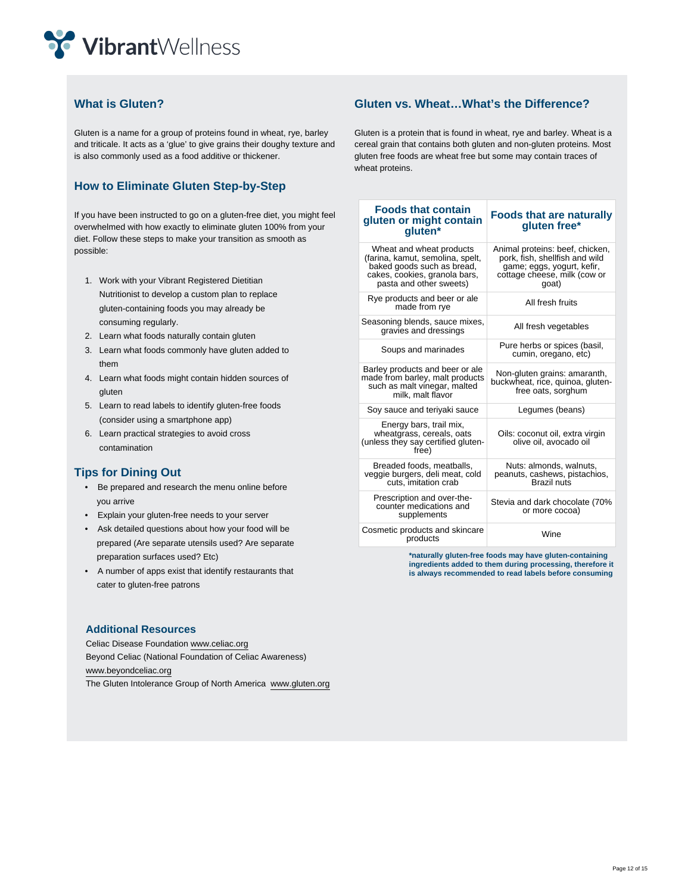## What is Gluten?

Gluten is a name for a group of proteins found in wheat, rye, barley and triticale. It acts as a 'glue' to give grains their doughy texture and is also commonly used as a food additive or thickener.

## How to Eliminate Gluten Step-by-Step

If you have been instructed to go on a gluten-free diet, you might feel overwhelmed with how exactly to eliminate gluten 100% from your diet. Follow these steps to make your transition as smooth as possible:

1. Work with your Vibrant Registered Dietitian Nutritionist to develop a custom plan to replace gluten-containing foods you may already be consuming regularly.
2. Learn what foods naturally contain gluten
3. Learn what foods commonly have gluten added to them
4. Learn what foods might contain hidden sources of gluten
5. Learn to read labels to identify gluten-free foods (consider using a smartphone app)
6. Learn practical strategies to avoid cross contamination

## Tips for Dining Out

- Be prepared and research the menu online before you arrive
- Explain your gluten-free needs to your server
- Ask detailed questions about how your food will be prepared (Are separate utensils used? Are separate preparation surfaces used? Etc)
- A number of apps exist that identify restaurants that cater to gluten-free patrons

### Additional Resources

Celiac Disease Foundation www.celiac.org
Beyond Celiac (National Foundation of Celiac Awareness) www.beyondceliac.org
The Gluten Intolerance Group of North America www.gluten.org

## Gluten vs. Wheat…What's the Difference?

Gluten is a protein that is found in wheat, rye and barley. Wheat is a cereal grain that contains both gluten and non-gluten proteins. Most gluten free foods are wheat free but some may contain traces of wheat proteins.

| Foods that contain gluten or might contain gluten* | Foods that are naturally gluten free* |
|---|---|
| Wheat and wheat products (farina, kamut, semolina, spelt, baked goods such as bread, cakes, cookies, granola bars, pasta and other sweets) | Animal proteins: beef, chicken, pork, fish, shellfish and wild game; eggs, yogurt, kefir, cottage cheese, milk (cow or goat) |
| Rye products and beer or ale made from rye | All fresh fruits |
| Seasoning blends, sauce mixes, gravies and dressings | All fresh vegetables |
| Soups and marinades | Pure herbs or spices (basil, cumin, oregano, etc) |
| Barley products and beer or ale made from barley, malt products such as malt vinegar, malted milk, malt flavor | Non-gluten grains: amaranth, buckwheat, rice, quinoa, gluten-free oats, sorghum |
| Soy sauce and teriyaki sauce | Legumes (beans) |
| Energy bars, trail mix, wheatgrass, cereals, oats (unless they say certified gluten-free) | Oils: coconut oil, extra virgin olive oil, avocado oil |
| Breaded foods, meatballs, veggie burgers, deli meat, cold cuts, imitation crab | Nuts: almonds, walnuts, peanuts, cashews, pistachios, Brazil nuts |
| Prescription and over-the-counter medications and supplements | Stevia and dark chocolate (70% or more cocoa) |
| Cosmetic products and skincare products | Wine |

**\*naturally gluten-free foods may have gluten-containing ingredients added to them during processing, therefore it is always recommended to read labels before consuming**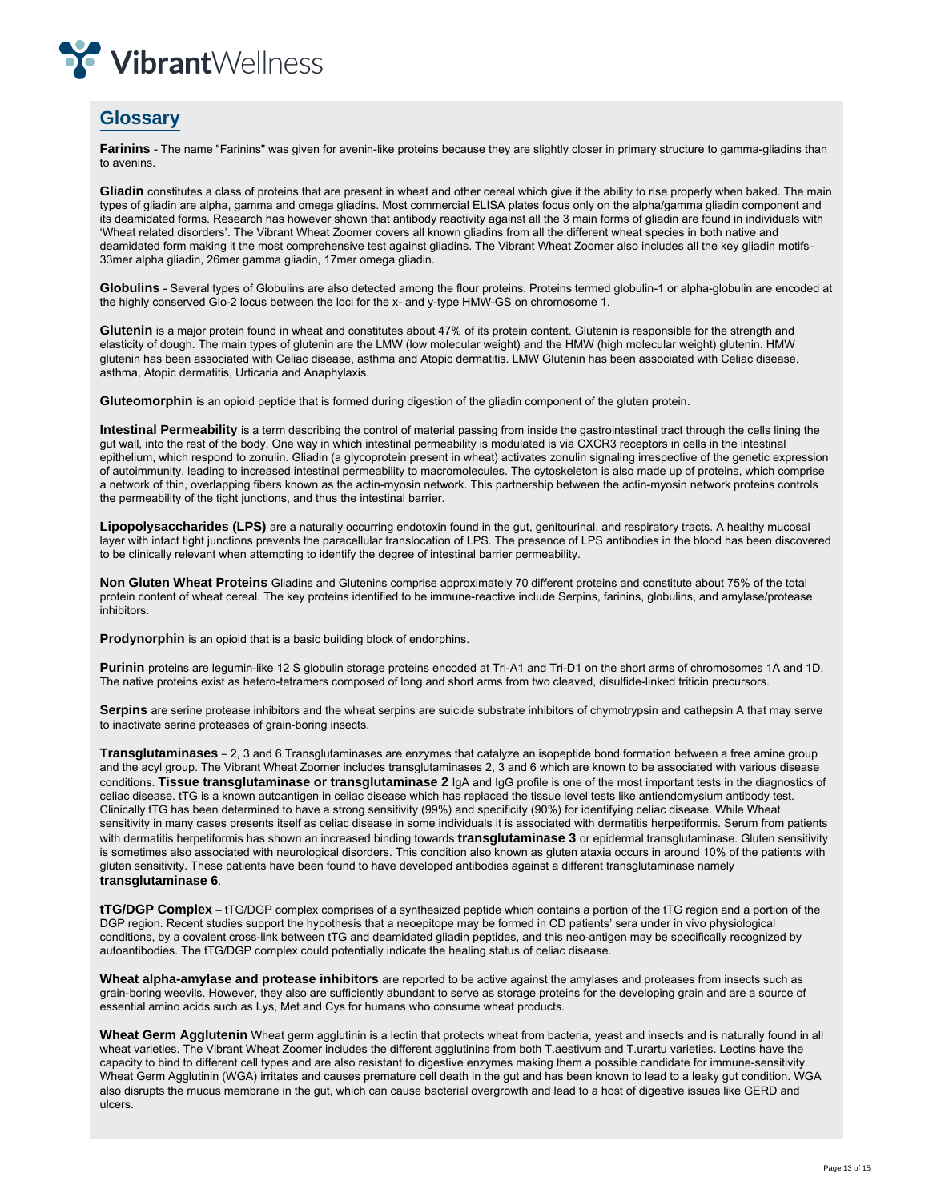## Glossary

**Farinins** - The name "Farinins" was given for avenin-like proteins because they are slightly closer in primary structure to gamma-gliadins than to avenins.

**Gliadin** constitutes a class of proteins that are present in wheat and other cereal which give it the ability to rise properly when baked. The main types of gliadin are alpha, gamma and omega gliadins. Most commercial ELISA plates focus only on the alpha/gamma gliadin component and its deamidated forms. Research has however shown that antibody reactivity against all the 3 main forms of gliadin are found in individuals with 'Wheat related disorders'. The Vibrant Wheat Zoomer covers all known gliadins from all the different wheat species in both native and deamidated form making it the most comprehensive test against gliadins. The Vibrant Wheat Zoomer also includes all the key gliadin motifs– 33mer alpha gliadin, 26mer gamma gliadin, 17mer omega gliadin.

**Globulins** - Several types of Globulins are also detected among the flour proteins. Proteins termed globulin-1 or alpha-globulin are encoded at the highly conserved Glo-2 locus between the loci for the x- and y-type HMW-GS on chromosome 1.

**Glutenin** is a major protein found in wheat and constitutes about 47% of its protein content. Glutenin is responsible for the strength and elasticity of dough. The main types of glutenin are the LMW (low molecular weight) and the HMW (high molecular weight) glutenin. HMW glutenin has been associated with Celiac disease, asthma and Atopic dermatitis. LMW Glutenin has been associated with Celiac disease, asthma, Atopic dermatitis, Urticaria and Anaphylaxis.

**Gluteomorphin** is an opioid peptide that is formed during digestion of the gliadin component of the gluten protein.

**Intestinal Permeability** is a term describing the control of material passing from inside the gastrointestinal tract through the cells lining the gut wall, into the rest of the body. One way in which intestinal permeability is modulated is via CXCR3 receptors in cells in the intestinal epithelium, which respond to zonulin. Gliadin (a glycoprotein present in wheat) activates zonulin signaling irrespective of the genetic expression of autoimmunity, leading to increased intestinal permeability to macromolecules. The cytoskeleton is also made up of proteins, which comprise a network of thin, overlapping fibers known as the actin-myosin network. This partnership between the actin-myosin network proteins controls the permeability of the tight junctions, and thus the intestinal barrier.

**Lipopolysaccharides (LPS)** are a naturally occurring endotoxin found in the gut, genitourinal, and respiratory tracts. A healthy mucosal layer with intact tight junctions prevents the paracellular translocation of LPS. The presence of LPS antibodies in the blood has been discovered to be clinically relevant when attempting to identify the degree of intestinal barrier permeability.

**Non Gluten Wheat Proteins** Gliadins and Glutenins comprise approximately 70 different proteins and constitute about 75% of the total protein content of wheat cereal. The key proteins identified to be immune-reactive include Serpins, farinins, globulins, and amylase/protease inhibitors.

**Prodynorphin** is an opioid that is a basic building block of endorphins.

**Purinin** proteins are legumin-like 12 S globulin storage proteins encoded at Tri-A1 and Tri-D1 on the short arms of chromosomes 1A and 1D. The native proteins exist as hetero-tetramers composed of long and short arms from two cleaved, disulfide-linked triticin precursors.

**Serpins** are serine protease inhibitors and the wheat serpins are suicide substrate inhibitors of chymotrypsin and cathepsin A that may serve to inactivate serine proteases of grain-boring insects.

**Transglutaminases** – 2, 3 and 6 Transglutaminases are enzymes that catalyze an isopeptide bond formation between a free amine group and the acyl group. The Vibrant Wheat Zoomer includes transglutaminases 2, 3 and 6 which are known to be associated with various disease conditions. **Tissue transglutaminase or transglutaminase 2** IgA and IgG profile is one of the most important tests in the diagnostics of celiac disease. tTG is a known autoantigen in celiac disease which has replaced the tissue level tests like antiendomysium antibody test. Clinically tTG has been determined to have a strong sensitivity (99%) and specificity (90%) for identifying celiac disease. While Wheat sensitivity in many cases presents itself as celiac disease in some individuals it is associated with dermatitis herpetiformis. Serum from patients with dermatitis herpetiformis has shown an increased binding towards **transglutaminase 3** or epidermal transglutaminase. Gluten sensitivity is sometimes also associated with neurological disorders. This condition also known as gluten ataxia occurs in around 10% of the patients with gluten sensitivity. These patients have been found to have developed antibodies against a different transglutaminase namely **transglutaminase 6**.

**tTG/DGP Complex** – tTG/DGP complex comprises of a synthesized peptide which contains a portion of the tTG region and a portion of the DGP region. Recent studies support the hypothesis that a neoepitope may be formed in CD patients' sera under in vivo physiological conditions, by a covalent cross-link between tTG and deamidated gliadin peptides, and this neo-antigen may be specifically recognized by autoantibodies. The tTG/DGP complex could potentially indicate the healing status of celiac disease.

**Wheat alpha-amylase and protease inhibitors** are reported to be active against the amylases and proteases from insects such as grain-boring weevils. However, they also are sufficiently abundant to serve as storage proteins for the developing grain and are a source of essential amino acids such as Lys, Met and Cys for humans who consume wheat products.

**Wheat Germ Agglutenin** Wheat germ agglutinin is a lectin that protects wheat from bacteria, yeast and insects and is naturally found in all wheat varieties. The Vibrant Wheat Zoomer includes the different agglutinins from both T.aestivum and T.urartu varieties. Lectins have the capacity to bind to different cell types and are also resistant to digestive enzymes making them a possible candidate for immune-sensitivity. Wheat Germ Agglutinin (WGA) irritates and causes premature cell death in the gut and has been known to lead to a leaky gut condition. WGA also disrupts the mucus membrane in the gut, which can cause bacterial overgrowth and lead to a host of digestive issues like GERD and ulcers.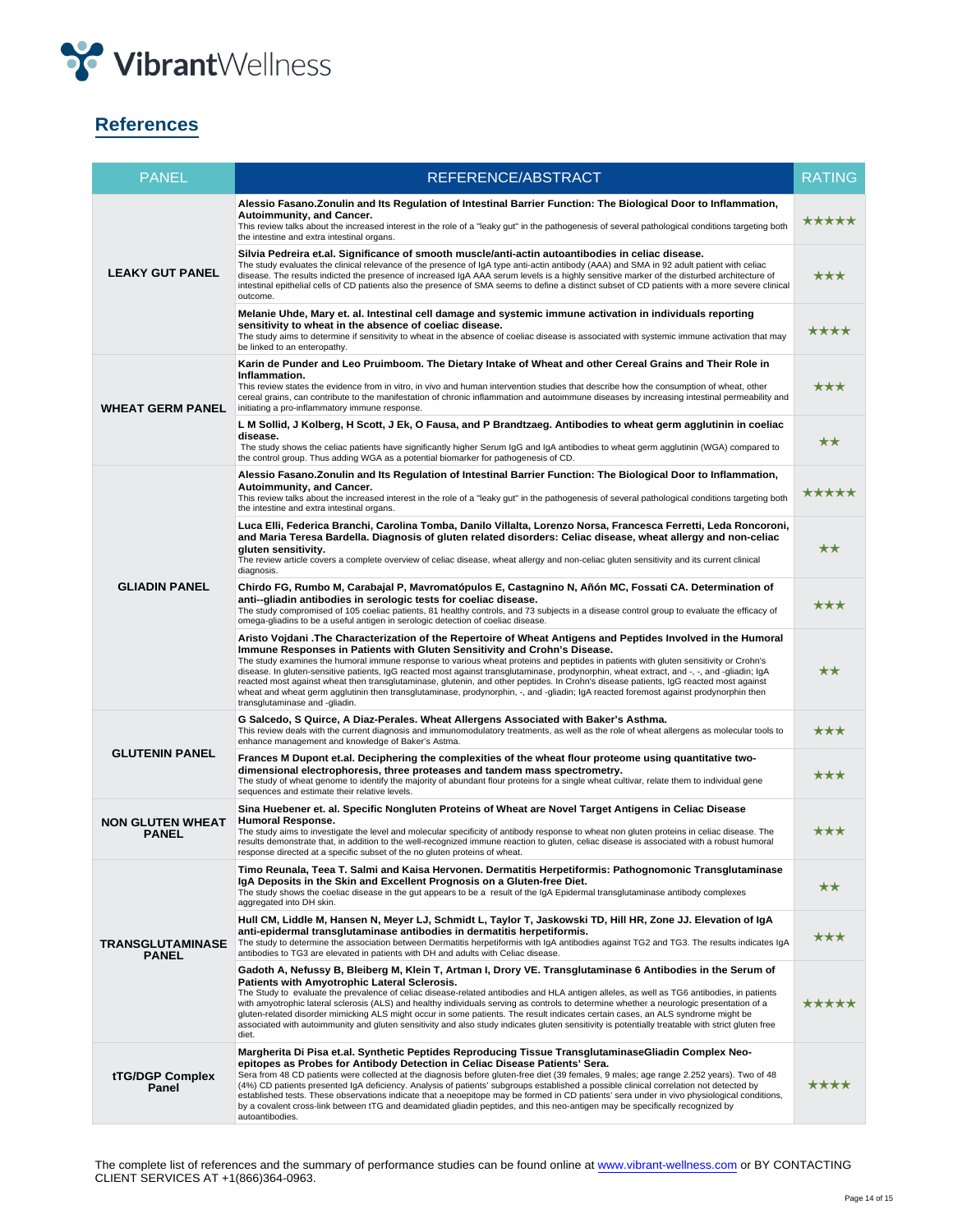## References

| PANEL | REFERENCE/ABSTRACT | RATING |
|---|---|---|
| LEAKY GUT PANEL | **Alessio Fasano.Zonulin and Its Regulation of Intestinal Barrier Function: The Biological Door to Inflammation, Autoimmunity, and Cancer.** This review talks about the increased interest in the role of a "leaky gut" in the pathogenesis of several pathological conditions targeting both the intestine and extra intestinal organs. | ★★★★★ |
| | **Silvia Pedreira et.al. Significance of smooth muscle/anti-actin autoantibodies in celiac disease.** The study evaluates the clinical relevance of the presence of IgA type anti-actin antibody (AAA) and SMA in 92 adult patient with celiac disease. The results indicted the presence of increased IgA AAA serum levels is a highly sensitive marker of the disturbed architecture of intestinal epithelial cells of CD patients also the presence of SMA seems to define a distinct subset of CD patients with a more severe clinical outcome. | ★★★ |
| | **Melanie Uhde, Mary et. al. Intestinal cell damage and systemic immune activation in individuals reporting sensitivity to wheat in the absence of coeliac disease.** The study aims to determine if sensitivity to wheat in the absence of coeliac disease is associated with systemic immune activation that may be linked to an enteropathy. | ★★★★ |
| WHEAT GERM PANEL | **Karin de Punder and Leo Pruimboom. The Dietary Intake of Wheat and other Cereal Grains and Their Role in Inflammation.** This review states the evidence from in vitro, in vivo and human intervention studies that describe how the consumption of wheat, other cereal grains, can contribute to the manifestation of chronic inflammation and autoimmune diseases by increasing intestinal permeability and initiating a pro-inflammatory immune response. | ★★★ |
| | **L M Sollid, J Kolberg, H Scott, J Ek, O Fausa, and P Brandtzaeg. Antibodies to wheat germ agglutinin in coeliac disease.** The study shows the celiac patients have significantly higher Serum IgG and IgA antibodies to wheat germ agglutinin (WGA) compared to the control group. Thus adding WGA as a potential biomarker for pathogenesis of CD. | ★★ |
| GLIADIN PANEL | **Alessio Fasano.Zonulin and Its Regulation of Intestinal Barrier Function: The Biological Door to Inflammation, Autoimmunity, and Cancer.** This review talks about the increased interest in the role of a "leaky gut" in the pathogenesis of several pathological conditions targeting both the intestine and extra intestinal organs. | ★★★★★ |
| | **Luca Elli, Federica Branchi, Carolina Tomba, Danilo Villalta, Lorenzo Norsa, Francesca Ferretti, Leda Roncoroni, and Maria Teresa Bardella. Diagnosis of gluten related disorders: Celiac disease, wheat allergy and non-celiac gluten sensitivity.** The review article covers a complete overview of celiac disease, wheat allergy and non-celiac gluten sensitivity and its current clinical diagnosis. | ★★ |
| | **Chirdo FG, Rumbo M, Carabajal P, Mavromatópulos E, Castagnino N, Añón MC, Fossati CA. Determination of anti--gliadin antibodies in serologic tests for coeliac disease.** The study compromised of 105 coeliac patients, 81 healthy controls, and 73 subjects in a disease control group to evaluate the efficacy of omega-gliadins to be a useful antigen in serologic detection of coeliac disease. | ★★★ |
| | **Aristo Vojdani .The Characterization of the Repertoire of Wheat Antigens and Peptides Involved in the Humoral Immune Responses in Patients with Gluten Sensitivity and Crohn's Disease.** The study examines the humoral immune response to various wheat proteins and peptides in patients with gluten sensitivity or Crohn's disease. In gluten-sensitive patients, IgG reacted most against transglutaminase, prodynorphin, wheat extract, and -, -, and -gliadin; IgA reacted most against wheat then transglutaminase, glutenin, and other peptides. In Crohn's disease patients, IgG reacted most against wheat and wheat germ agglutinin then transglutaminase, prodynorphin, -, and -gliadin; IgA reacted foremost against prodynorphin then transglutaminase and -gliadin. | ★★ |
| GLUTENIN PANEL | **G Salcedo, S Quirce, A Diaz-Perales. Wheat Allergens Associated with Baker's Asthma.** This review deals with the current diagnosis and immunomodulatory treatments, as well as the role of wheat allergens as molecular tools to enhance management and knowledge of Baker's Astma. | ★★★ |
| | **Frances M Dupont et.al. Deciphering the complexities of the wheat flour proteome using quantitative two-dimensional electrophoresis, three proteases and tandem mass spectrometry.** The study of wheat genome to identify the majority of abundant flour proteins for a single wheat cultivar, relate them to individual gene sequences and estimate their relative levels. | ★★★ |
| NON GLUTEN WHEAT PANEL | **Sina Huebener et. al. Specific Nongluten Proteins of Wheat are Novel Target Antigens in Celiac Disease Humoral Response.** The study aims to investigate the level and molecular specificity of antibody response to wheat non gluten proteins in celiac disease. The results demonstrate that, in addition to the well-recognized immune reaction to gluten, celiac disease is associated with a robust humoral response directed at a specific subset of the no gluten proteins of wheat. | ★★★ |
| TRANSGLUTAMINASE PANEL | **Timo Reunala, Teea T. Salmi and Kaisa Hervonen. Dermatitis Herpetiformis: Pathognomonic Transglutaminase IgA Deposits in the Skin and Excellent Prognosis on a Gluten-free Diet.** The study shows the coeliac disease in the gut appears to be a result of the IgA Epidermal transglutaminase antibody complexes aggregated into DH skin. | ★★ |
| | **Hull CM, Liddle M, Hansen N, Meyer LJ, Schmidt L, Taylor T, Jaskowski TD, Hill HR, Zone JJ. Elevation of IgA anti-epidermal transglutaminase antibodies in dermatitis herpetiformis.** The study to determine the association between Dermatitis herpetiformis with IgA antibodies against TG2 and TG3. The results indicates IgA antibodies to TG3 are elevated in patients with DH and adults with Celiac disease. | ★★★ |
| | **Gadoth A, Nefussy B, Bleiberg M, Klein T, Artman I, Drory VE. Transglutaminase 6 Antibodies in the Serum of Patients with Amyotrophic Lateral Sclerosis.** The Study to evaluate the prevalence of celiac disease-related antibodies and HLA antigen alleles, as well as TG6 antibodies, in patients with amyotrophic lateral sclerosis (ALS) and healthy individuals serving as controls to determine whether a neurologic presentation of a gluten-related disorder mimicking ALS might occur in some patients. The result indicates certain cases, an ALS syndrome might be associated with autoimmunity and gluten sensitivity and also study indicates gluten sensitivity is potentially treatable with strict gluten free diet. | ★★★★★ |
| tTG/DGP Complex Panel | **Margherita Di Pisa et.al. Synthetic Peptides Reproducing Tissue TransglutaminaseGliadin Complex Neo-epitopes as Probes for Antibody Detection in Celiac Disease Patients' Sera.** Sera from 48 CD patients were collected at the diagnosis before gluten-free diet (39 females, 9 males; age range 2.252 years). Two of 48 (4%) CD patients presented IgA deficiency. Analysis of patients' subgroups established a possible clinical correlation not detected by established tests. These observations indicate that a neoepitope may be formed in CD patients' sera under in vivo physiological conditions, by a covalent cross-link between tTG and deamidated gliadin peptides, and this neo-antigen may be specifically recognized by autoantibodies. | ★★★★ |

The complete list of references and the summary of performance studies can be found online at www.vibrant-wellness.com or BY CONTACTING CLIENT SERVICES AT +1(866)364-0963.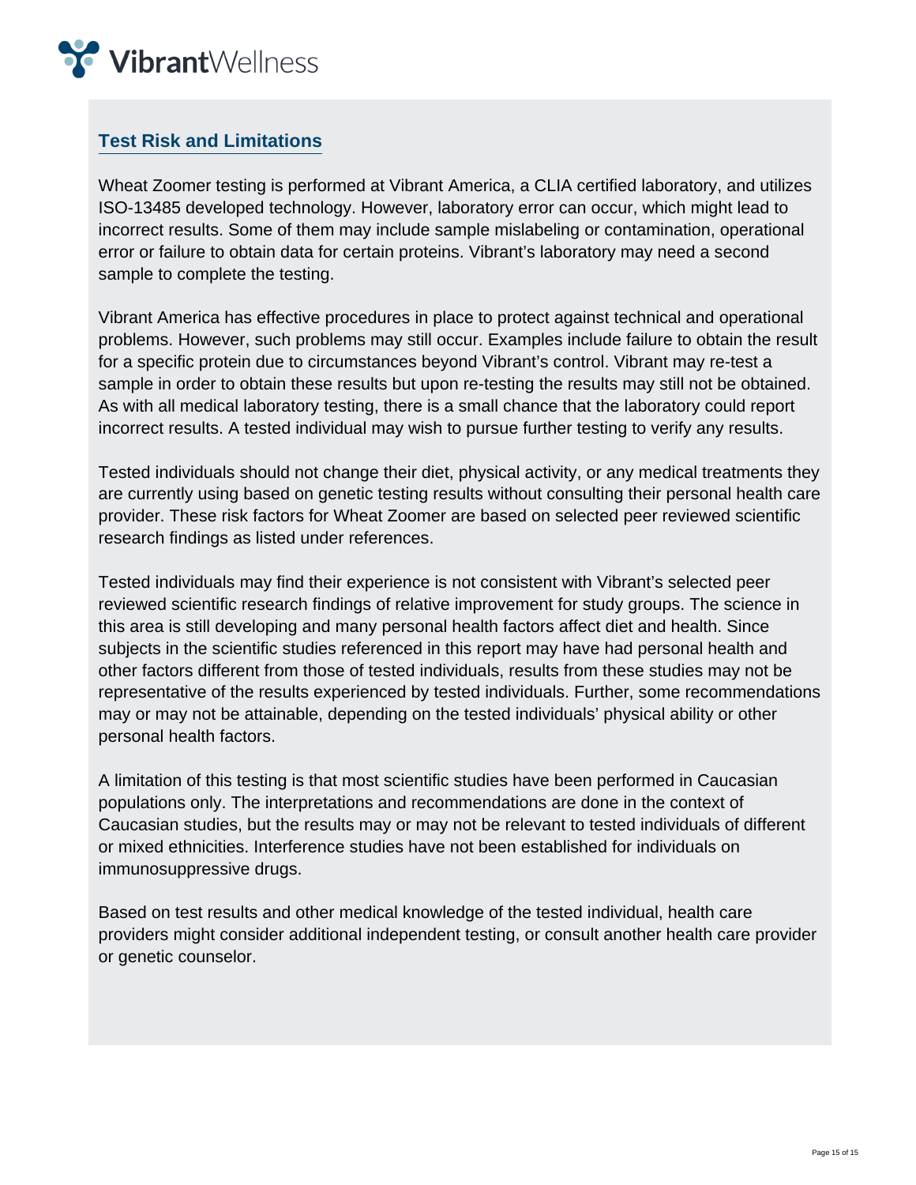## Test Risk and Limitations

Wheat Zoomer testing is performed at Vibrant America, a CLIA certified laboratory, and utilizes ISO-13485 developed technology. However, laboratory error can occur, which might lead to incorrect results. Some of them may include sample mislabeling or contamination, operational error or failure to obtain data for certain proteins. Vibrant's laboratory may need a second sample to complete the testing.

Vibrant America has effective procedures in place to protect against technical and operational problems. However, such problems may still occur. Examples include failure to obtain the result for a specific protein due to circumstances beyond Vibrant's control. Vibrant may re-test a sample in order to obtain these results but upon re-testing the results may still not be obtained. As with all medical laboratory testing, there is a small chance that the laboratory could report incorrect results. A tested individual may wish to pursue further testing to verify any results.

Tested individuals should not change their diet, physical activity, or any medical treatments they are currently using based on genetic testing results without consulting their personal health care provider. These risk factors for Wheat Zoomer are based on selected peer reviewed scientific research findings as listed under references.

Tested individuals may find their experience is not consistent with Vibrant's selected peer reviewed scientific research findings of relative improvement for study groups. The science in this area is still developing and many personal health factors affect diet and health. Since subjects in the scientific studies referenced in this report may have had personal health and other factors different from those of tested individuals, results from these studies may not be representative of the results experienced by tested individuals. Further, some recommendations may or may not be attainable, depending on the tested individuals' physical ability or other personal health factors.

A limitation of this testing is that most scientific studies have been performed in Caucasian populations only. The interpretations and recommendations are done in the context of Caucasian studies, but the results may or may not be relevant to tested individuals of different or mixed ethnicities. Interference studies have not been established for individuals on immunosuppressive drugs.

Based on test results and other medical knowledge of the tested individual, health care providers might consider additional independent testing, or consult another health care provider or genetic counselor.